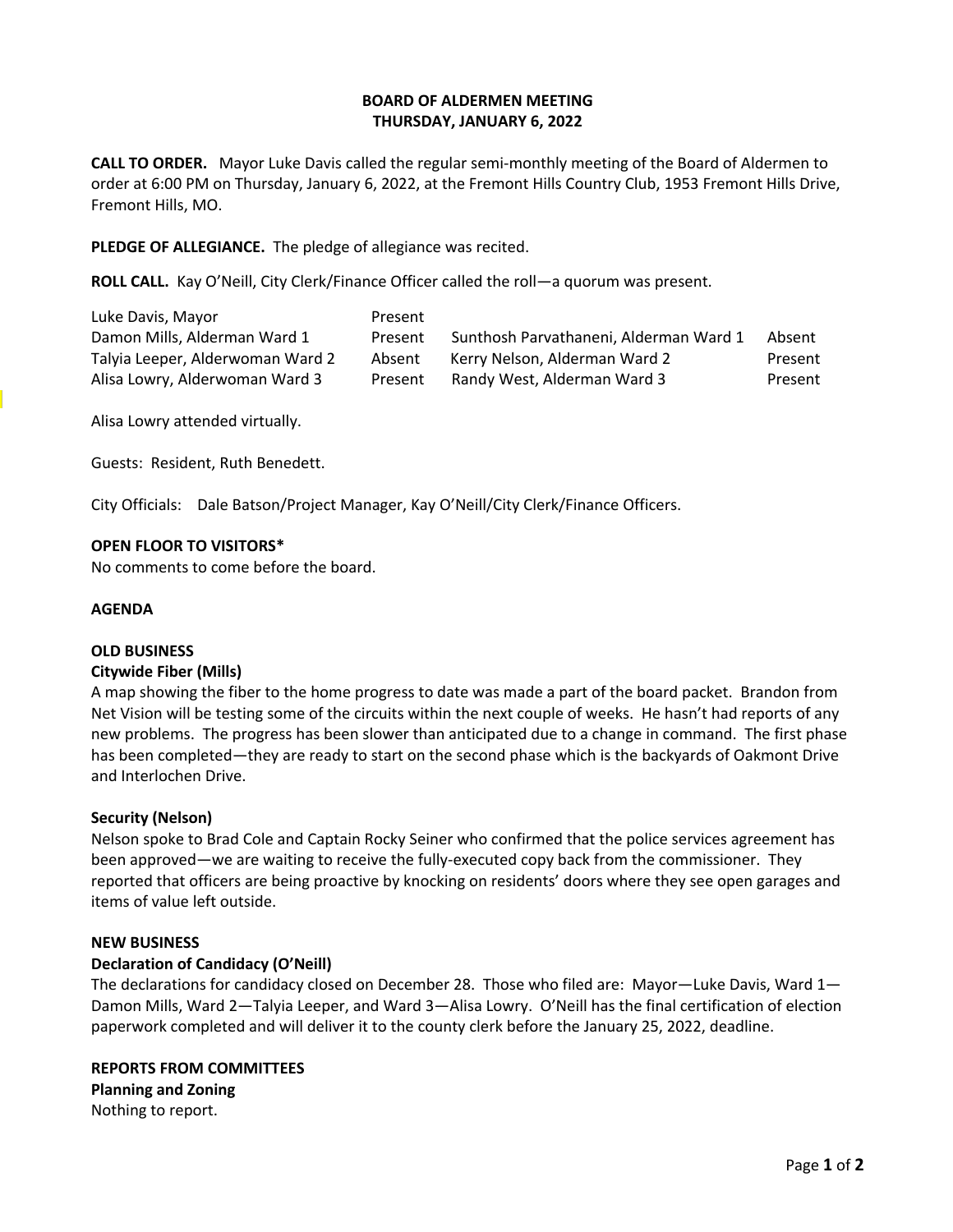**BOARD OF ALDERMEN MEETING**
**THURSDAY, JANUARY 6, 2022**

**CALL TO ORDER.** Mayor Luke Davis called the regular semi-monthly meeting of the Board of Aldermen to order at 6:00 PM on Thursday, January 6, 2022, at the Fremont Hills Country Club, 1953 Fremont Hills Drive, Fremont Hills, MO.

**PLEDGE OF ALLEGIANCE.** The pledge of allegiance was recited.

**ROLL CALL.** Kay O'Neill, City Clerk/Finance Officer called the roll—a quorum was present.

| | | | |
|---|---|---|---|
| Luke Davis, Mayor | Present | | |
| Damon Mills, Alderman Ward 1 | Present | Sunthosh Parvathaneni, Alderman Ward 1 | Absent |
| Talyia Leeper, Alderwoman Ward 2 | Absent | Kerry Nelson, Alderman Ward 2 | Present |
| Alisa Lowry, Alderwoman Ward 3 | Present | Randy West, Alderman Ward 3 | Present |

Alisa Lowry attended virtually.

Guests: Resident, Ruth Benedett.

City Officials: Dale Batson/Project Manager, Kay O'Neill/City Clerk/Finance Officers.

**OPEN FLOOR TO VISITORS***
No comments to come before the board.

**AGENDA**

**OLD BUSINESS**

**Citywide Fiber (Mills)**
A map showing the fiber to the home progress to date was made a part of the board packet. Brandon from Net Vision will be testing some of the circuits within the next couple of weeks. He hasn't had reports of any new problems. The progress has been slower than anticipated due to a change in command. The first phase has been completed—they are ready to start on the second phase which is the backyards of Oakmont Drive and Interlochen Drive.

**Security (Nelson)**
Nelson spoke to Brad Cole and Captain Rocky Seiner who confirmed that the police services agreement has been approved—we are waiting to receive the fully-executed copy back from the commissioner. They reported that officers are being proactive by knocking on residents' doors where they see open garages and items of value left outside.

**NEW BUSINESS**

**Declaration of Candidacy (O'Neill)**
The declarations for candidacy closed on December 28. Those who filed are: Mayor—Luke Davis, Ward 1—Damon Mills, Ward 2—Talyia Leeper, and Ward 3—Alisa Lowry. O'Neill has the final certification of election paperwork completed and will deliver it to the county clerk before the January 25, 2022, deadline.

**REPORTS FROM COMMITTEES**

**Planning and Zoning**
Nothing to report.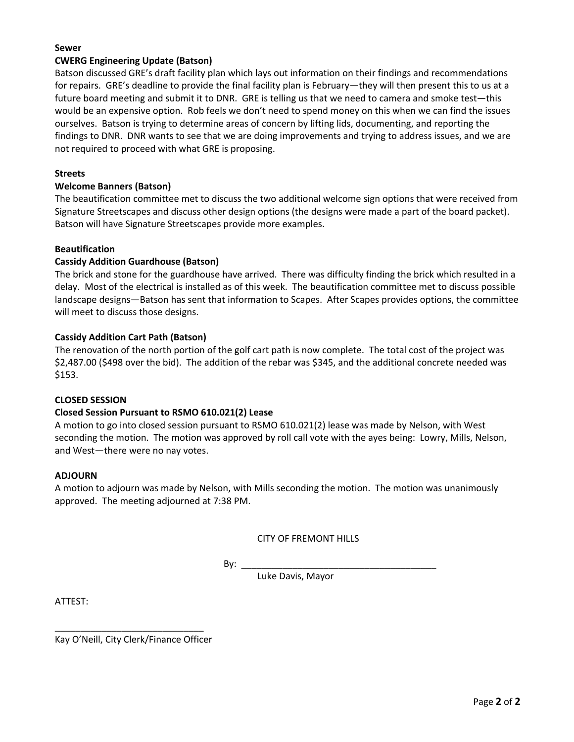**Sewer**

**CWERG Engineering Update (Batson)**

Batson discussed GRE's draft facility plan which lays out information on their findings and recommendations for repairs. GRE's deadline to provide the final facility plan is February—they will then present this to us at a future board meeting and submit it to DNR. GRE is telling us that we need to camera and smoke test—this would be an expensive option. Rob feels we don't need to spend money on this when we can find the issues ourselves. Batson is trying to determine areas of concern by lifting lids, documenting, and reporting the findings to DNR. DNR wants to see that we are doing improvements and trying to address issues, and we are not required to proceed with what GRE is proposing.

**Streets**

**Welcome Banners (Batson)**

The beautification committee met to discuss the two additional welcome sign options that were received from Signature Streetscapes and discuss other design options (the designs were made a part of the board packet). Batson will have Signature Streetscapes provide more examples.

**Beautification**

**Cassidy Addition Guardhouse (Batson)**

The brick and stone for the guardhouse have arrived. There was difficulty finding the brick which resulted in a delay. Most of the electrical is installed as of this week. The beautification committee met to discuss possible landscape designs—Batson has sent that information to Scapes. After Scapes provides options, the committee will meet to discuss those designs.

**Cassidy Addition Cart Path (Batson)**

The renovation of the north portion of the golf cart path is now complete. The total cost of the project was $2,487.00 ($498 over the bid). The addition of the rebar was $345, and the additional concrete needed was $153.

**CLOSED SESSION**

**Closed Session Pursuant to RSMO 610.021(2) Lease**

A motion to go into closed session pursuant to RSMO 610.021(2) lease was made by Nelson, with West seconding the motion. The motion was approved by roll call vote with the ayes being: Lowry, Mills, Nelson, and West—there were no nay votes.

**ADJOURN**

A motion to adjourn was made by Nelson, with Mills seconding the motion. The motion was unanimously approved. The meeting adjourned at 7:38 PM.

CITY OF FREMONT HILLS

By: ______________________________________
Luke Davis, Mayor

ATTEST:

______________________________
Kay O'Neill, City Clerk/Finance Officer